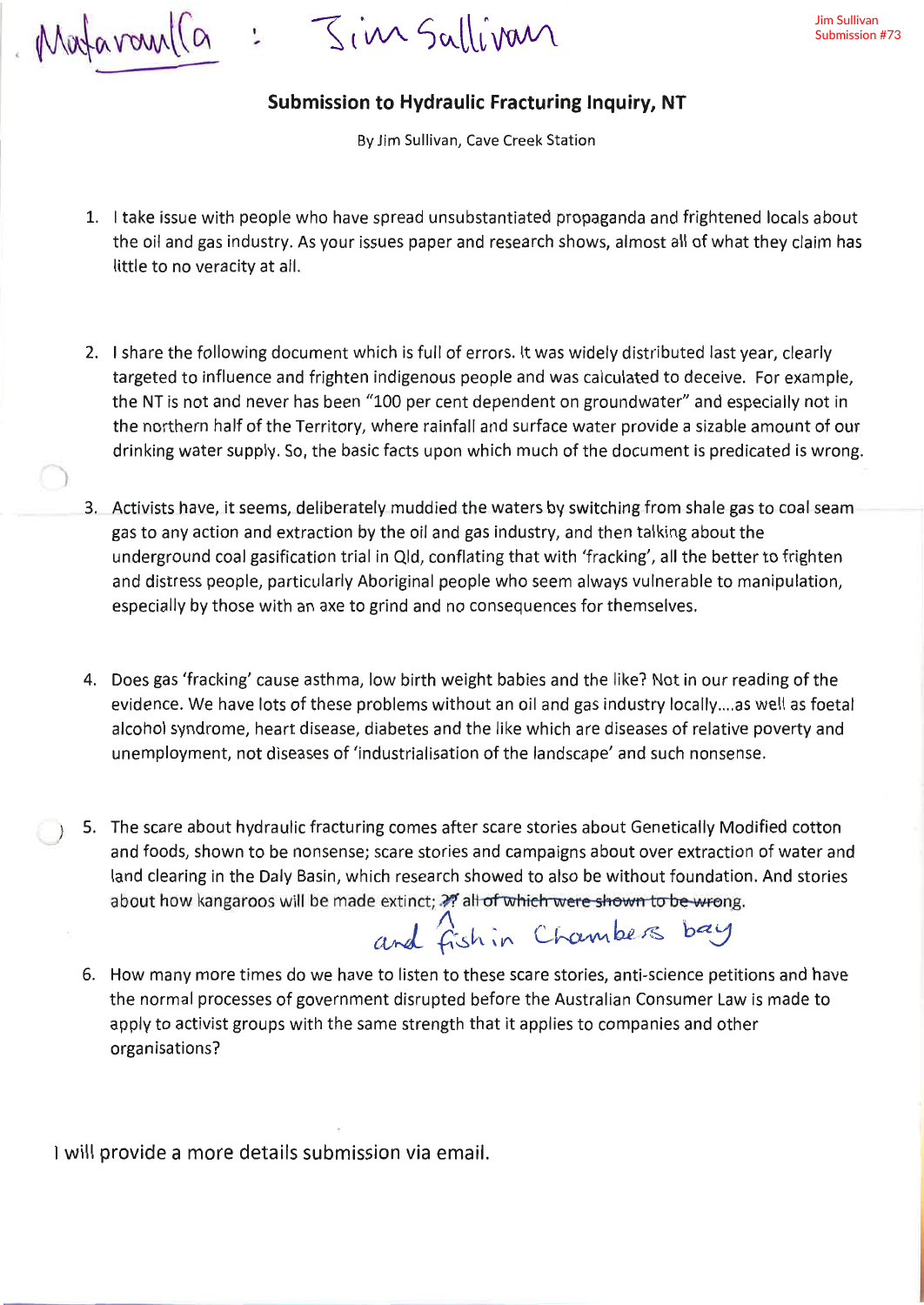Mataranka : Jim Sullivan

Jim Sullivan
Submission #73

## Submission to Hydraulic Fracturing Inquiry, NT

By Jim Sullivan, Cave Creek Station

1. I take issue with people who have spread unsubstantiated propaganda and frightened locals about the oil and gas industry. As your issues paper and research shows, almost all of what they claim has little to no veracity at all.

2. I share the following document which is full of errors. It was widely distributed last year, clearly targeted to influence and frighten indigenous people and was calculated to deceive. For example, the NT is not and never has been "100 per cent dependent on groundwater" and especially not in the northern half of the Territory, where rainfall and surface water provide a sizable amount of our drinking water supply. So, the basic facts upon which much of the document is predicated is wrong.

3. Activists have, it seems, deliberately muddied the waters by switching from shale gas to coal seam gas to any action and extraction by the oil and gas industry, and then talking about the underground coal gasification trial in Qld, conflating that with 'fracking', all the better to frighten and distress people, particularly Aboriginal people who seem always vulnerable to manipulation, especially by those with an axe to grind and no consequences for themselves.

4. Does gas 'fracking' cause asthma, low birth weight babies and the like? Not in our reading of the evidence. We have lots of these problems without an oil and gas industry locally....as well as foetal alcohol syndrome, heart disease, diabetes and the like which are diseases of relative poverty and unemployment, not diseases of 'industrialisation of the landscape' and such nonsense.

5. The scare about hydraulic fracturing comes after scare stories about Genetically Modified cotton and foods, shown to be nonsense; scare stories and campaigns about over extraction of water and land clearing in the Daly Basin, which research showed to also be without foundation. And stories about how kangaroos will be made extinct; ~~?? all of which were shown to be wrong~~. and fish in Chambers bay

6. How many more times do we have to listen to these scare stories, anti-science petitions and have the normal processes of government disrupted before the Australian Consumer Law is made to apply to activist groups with the same strength that it applies to companies and other organisations?

I will provide a more details submission via email.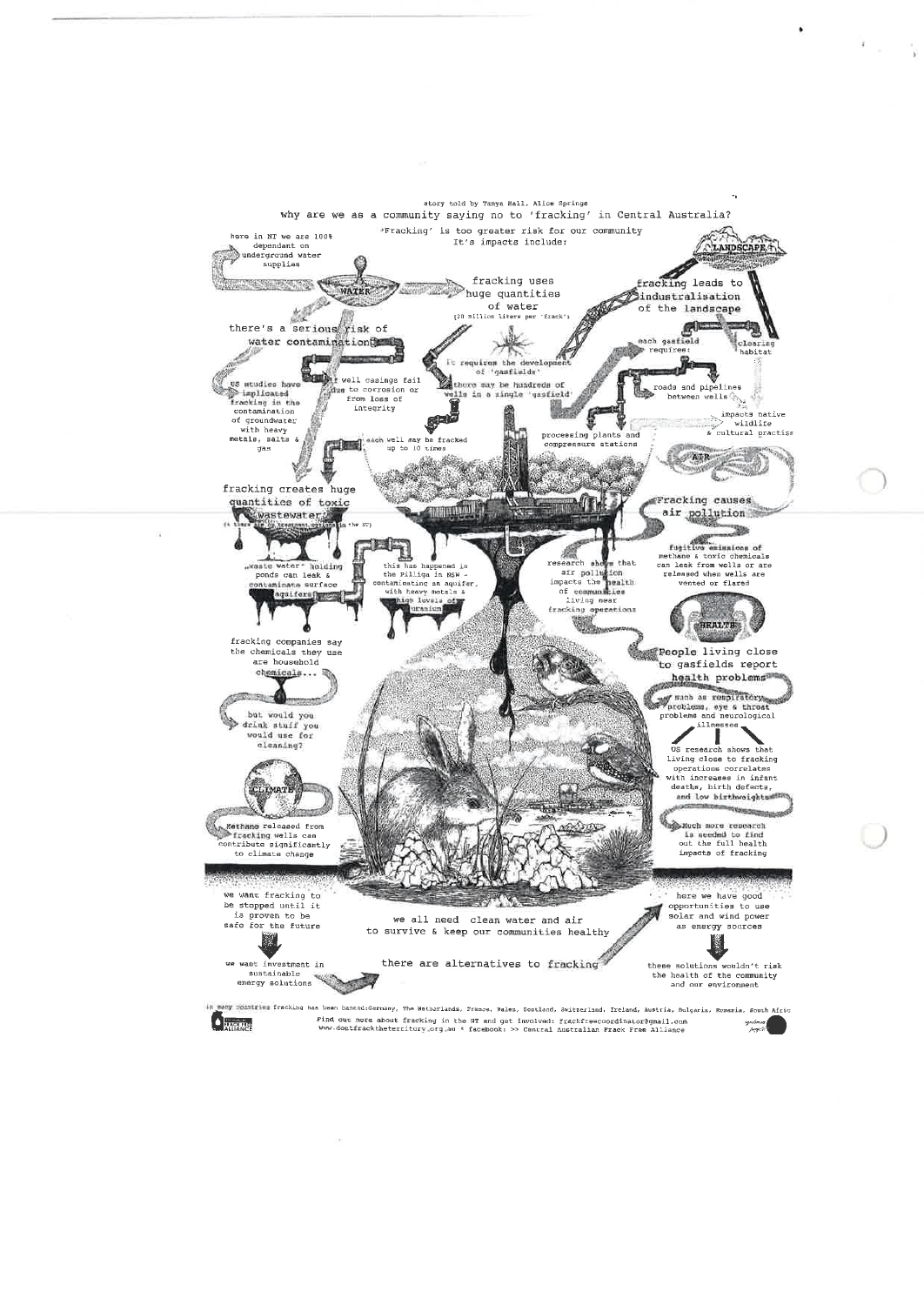story told by Tanya Hall, Alice Springs

## why are we as a community saying no to 'fracking' in Central Australia?

'Fracking' is too greater risk for our community
It's impacts include:

**WATER**

here in NT we are 100% dependant on underground water supplies

fracking uses huge quantities of water
(20 million liters per 'frack')

It requires the development of 'gasfields'

there may be hundreds of wells in a single 'gasfield'

each well may be fracked up to 10 times

there's a serious risk of water contamination

if well casings fail due to corrosion or from loss of integrity

US studies have implicated fracking in the contamination of groundwater with heavy metals, salts & gas

fracking creates huge quantities of toxic wastewater
(& there are no treatment options in the NT)

"waste water" holding ponds can leak & contaminate surface aquifers

this has happened in the Pilliga in NSW - contaminating an aquifer, with heavy metals & high levels of uranium

fracking companies say the chemicals they use are household chemicals...

but would you drink stuff you would use for cleaning?

**CLIMATE**

Methane released from fracking wells can contribute significantly to climate change

**LANDSCAPE**

fracking leads to industrialisation of the landscape

each gasfield requires:

clearing habitat

roads and pipelines between wells

impacts native wildlife & cultural practise

processing plants and compressure stations

**AIR**

Fracking causes air pollution

fugitive emissions of methane & toxic chemicals can leak from wells or are released when wells are vented or flared

research shows that air pollution impacts the health of communities living near fracking operations

**HEALTH**

People living close to gasfields report health problems

such as respiratory problems, eye & throat problems and neurological illnesses

US research shows that living close to fracking operations correlates with increases in infant deaths, birth defects, and low birthweights

Much more research is needed to find out the full health impacts of fracking

we want fracking to be stopped until it is proven to be safe for the future

we want investment in sustainable energy solutions

we all need clean water and air to survive & keep our communities healthy

there are alternatives to fracking

here we have good opportunities to use solar and wind power as energy sources

these solutions wouldn't risk the health of the community and our environment

in many countries fracking has been banned: Germany, The Netherlands, France, Wales, Scotland, Switzerland, Ireland, Austria, Bulgaria, Romania, South Afric

Find out more about fracking in the NT and get involved: frackfreecoordinator@gmail.com
www.dontfrackthetemitory.org.au * facebook: >> Central Australian Frack Free Alliance